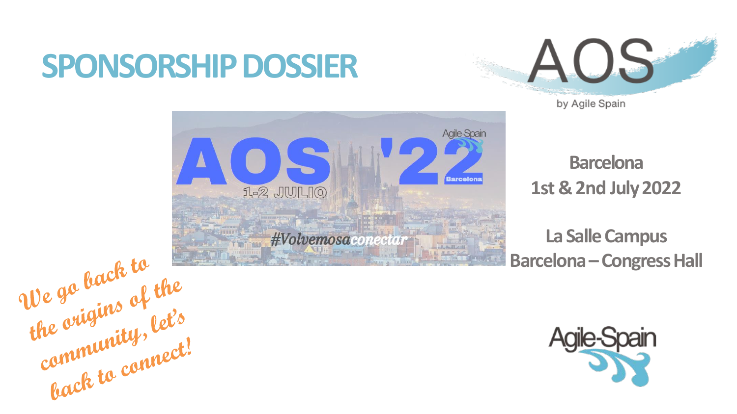# SPONSORSHIP DOSSIER

AOS

by Agile Spain

AOS '22

1-2 JULIO

#Volvemosaconectar

**Barcelona**
**1st & 2nd July 2022**

**La Salle Campus**
**Barcelona – Congress Hall**

*We go back to the origins of the community, let's back to connect!*

Agile-Spain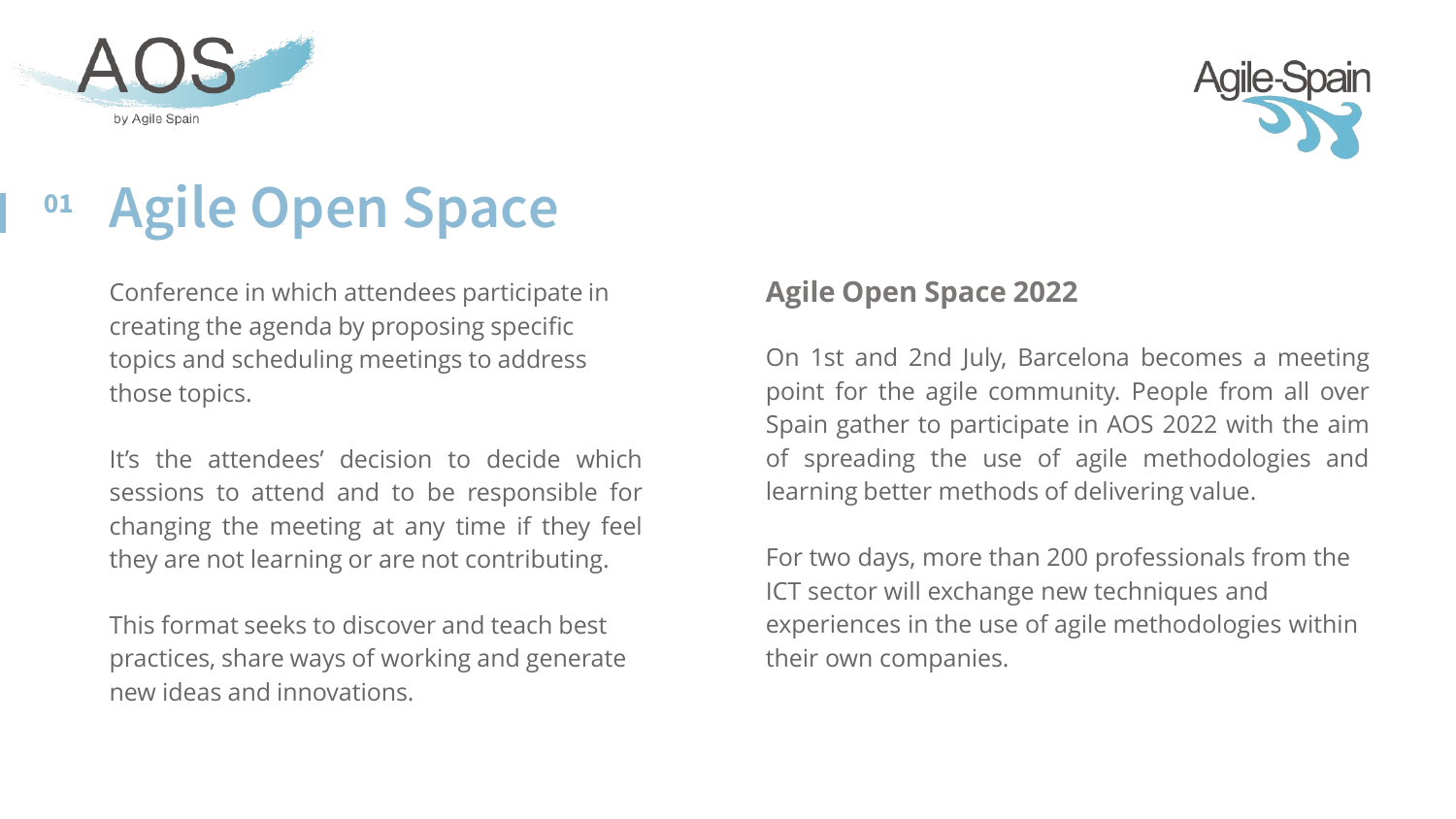# 01 Agile Open Space

Conference in which attendees participate in creating the agenda by proposing specific topics and scheduling meetings to address those topics.

It's the attendees' decision to decide which sessions to attend and to be responsible for changing the meeting at any time if they feel they are not learning or are not contributing.

This format seeks to discover and teach best practices, share ways of working and generate new ideas and innovations.

## Agile Open Space 2022

On 1st and 2nd July, Barcelona becomes a meeting point for the agile community. People from all over Spain gather to participate in AOS 2022 with the aim of spreading the use of agile methodologies and learning better methods of delivering value.

For two days, more than 200 professionals from the ICT sector will exchange new techniques and experiences in the use of agile methodologies within their own companies.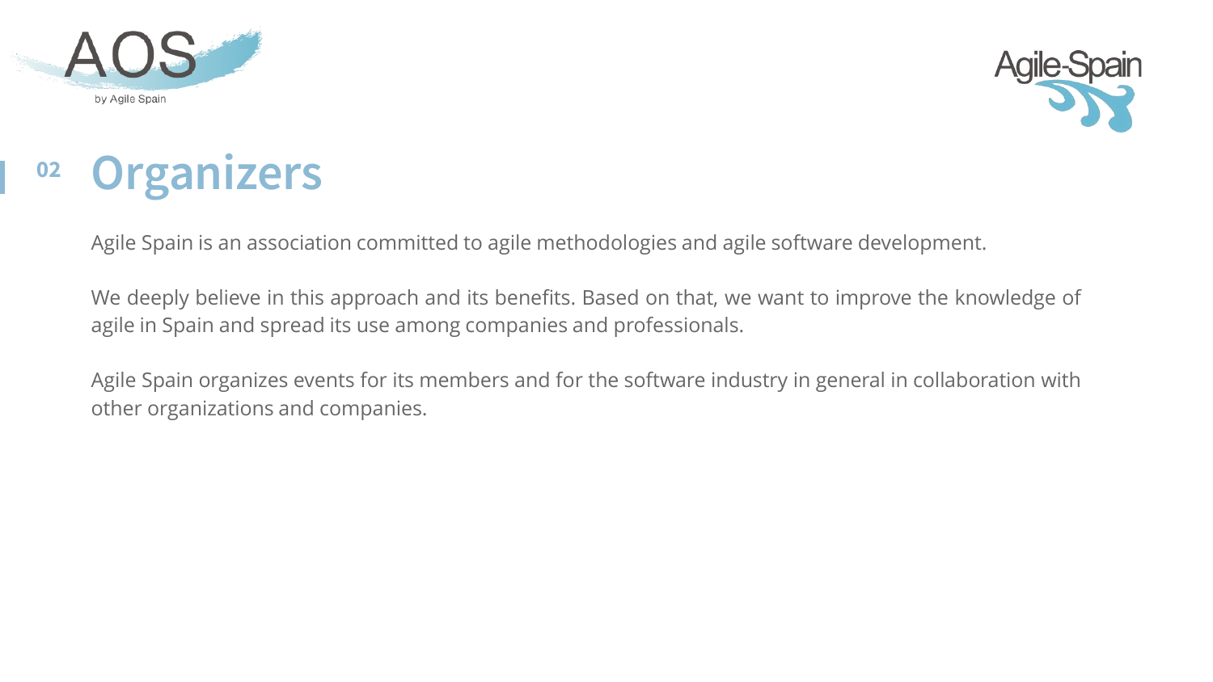## 02 Organizers

Agile Spain is an association committed to agile methodologies and agile software development.

We deeply believe in this approach and its benefits. Based on that, we want to improve the knowledge of agile in Spain and spread its use among companies and professionals.

Agile Spain organizes events for its members and for the software industry in general in collaboration with other organizations and companies.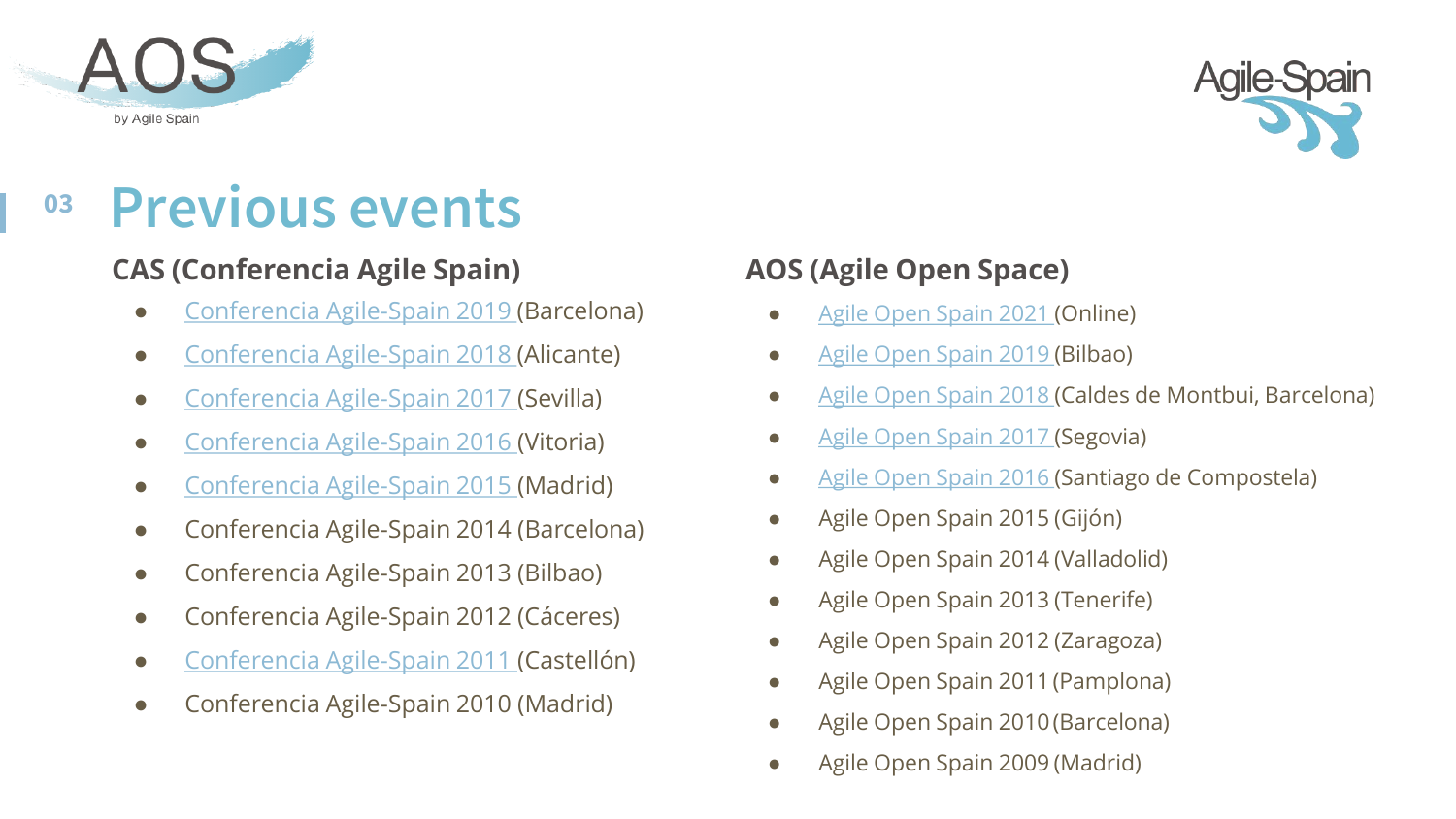## 03 Previous events

### CAS (Conferencia Agile Spain)

- Conferencia Agile-Spain 2019 (Barcelona)
- Conferencia Agile-Spain 2018 (Alicante)
- Conferencia Agile-Spain 2017 (Sevilla)
- Conferencia Agile-Spain 2016 (Vitoria)
- Conferencia Agile-Spain 2015 (Madrid)
- Conferencia Agile-Spain 2014 (Barcelona)
- Conferencia Agile-Spain 2013 (Bilbao)
- Conferencia Agile-Spain 2012 (Cáceres)
- Conferencia Agile-Spain 2011 (Castellón)
- Conferencia Agile-Spain 2010 (Madrid)

### AOS (Agile Open Space)

- Agile Open Spain 2021 (Online)
- Agile Open Spain 2019 (Bilbao)
- Agile Open Spain 2018 (Caldes de Montbui, Barcelona)
- Agile Open Spain 2017 (Segovia)
- Agile Open Spain 2016 (Santiago de Compostela)
- Agile Open Spain 2015 (Gijón)
- Agile Open Spain 2014 (Valladolid)
- Agile Open Spain 2013 (Tenerife)
- Agile Open Spain 2012 (Zaragoza)
- Agile Open Spain 2011 (Pamplona)
- Agile Open Spain 2010 (Barcelona)
- Agile Open Spain 2009 (Madrid)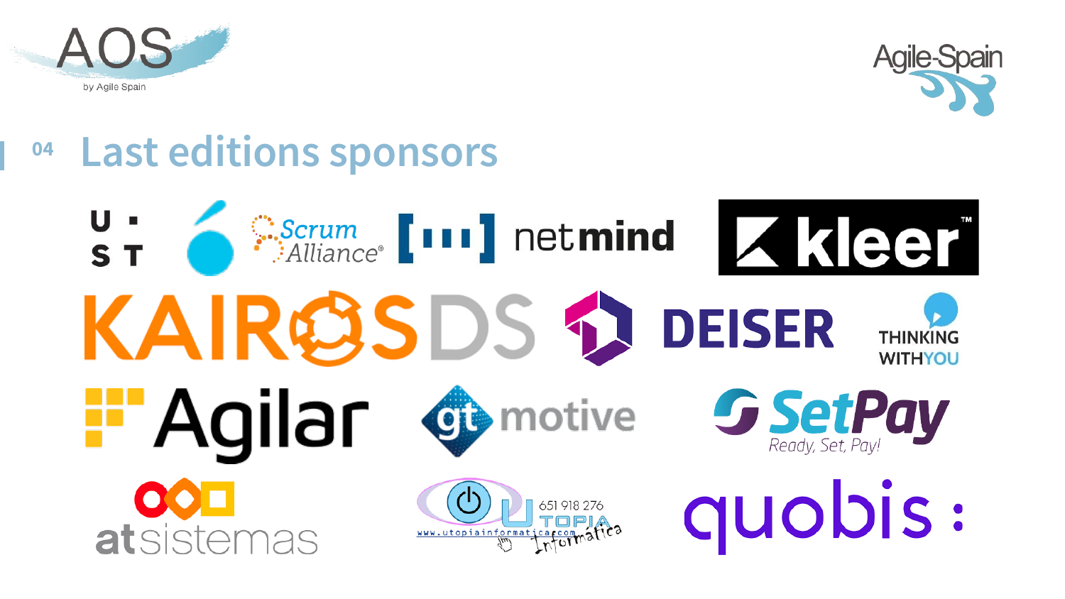AOS

by Agile Spain

Agile-Spain

## 04 Last editions sponsors

UST

Scrum Alliance®

[ııı] netmind

kleer™

KAIROS DS

DEISER

THINKING WITHYOU

Agilar

gt motive

SetPay Ready, Set, Pay!

atsistemas

UTOPIA Informática 651 918 276 www.utopiainformatica.com

quobis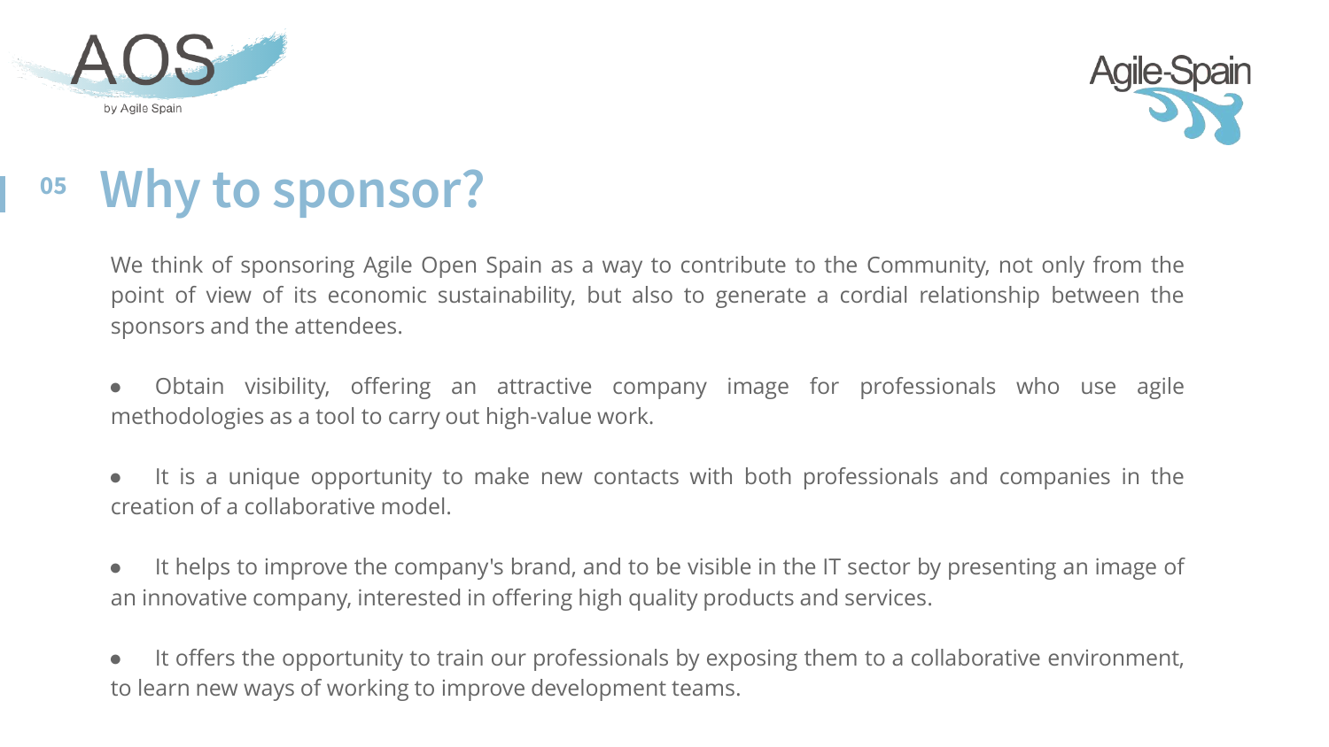## 05 Why to sponsor?

We think of sponsoring Agile Open Spain as a way to contribute to the Community, not only from the point of view of its economic sustainability, but also to generate a cordial relationship between the sponsors and the attendees.

- Obtain visibility, offering an attractive company image for professionals who use agile methodologies as a tool to carry out high-value work.
- It is a unique opportunity to make new contacts with both professionals and companies in the creation of a collaborative model.
- It helps to improve the company's brand, and to be visible in the IT sector by presenting an image of an innovative company, interested in offering high quality products and services.
- It offers the opportunity to train our professionals by exposing them to a collaborative environment, to learn new ways of working to improve development teams.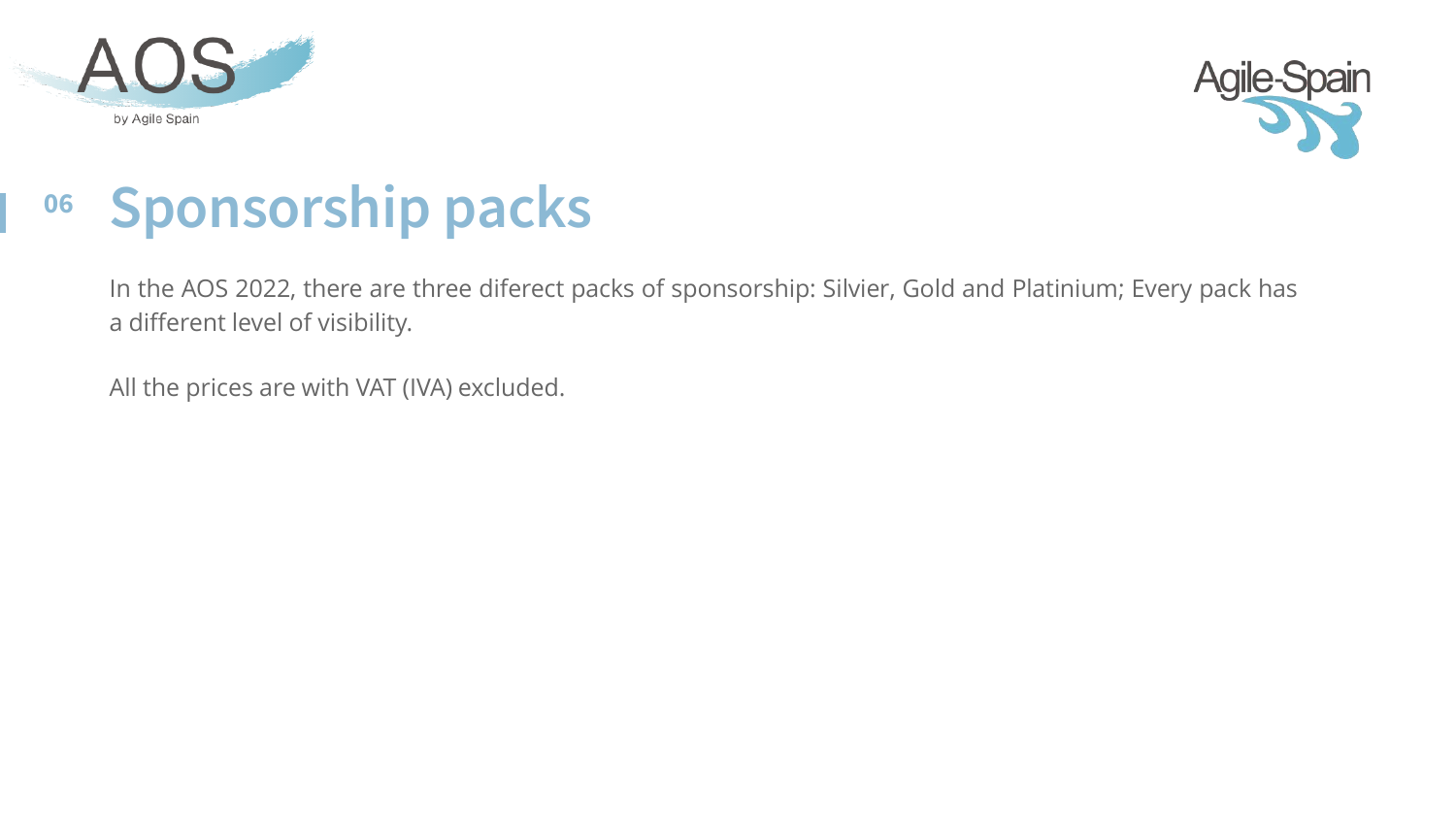# 06 Sponsorship packs

In the AOS 2022, there are three diferect packs of sponsorship: Silvier, Gold and Platinium; Every pack has a different level of visibility.

All the prices are with VAT (IVA) excluded.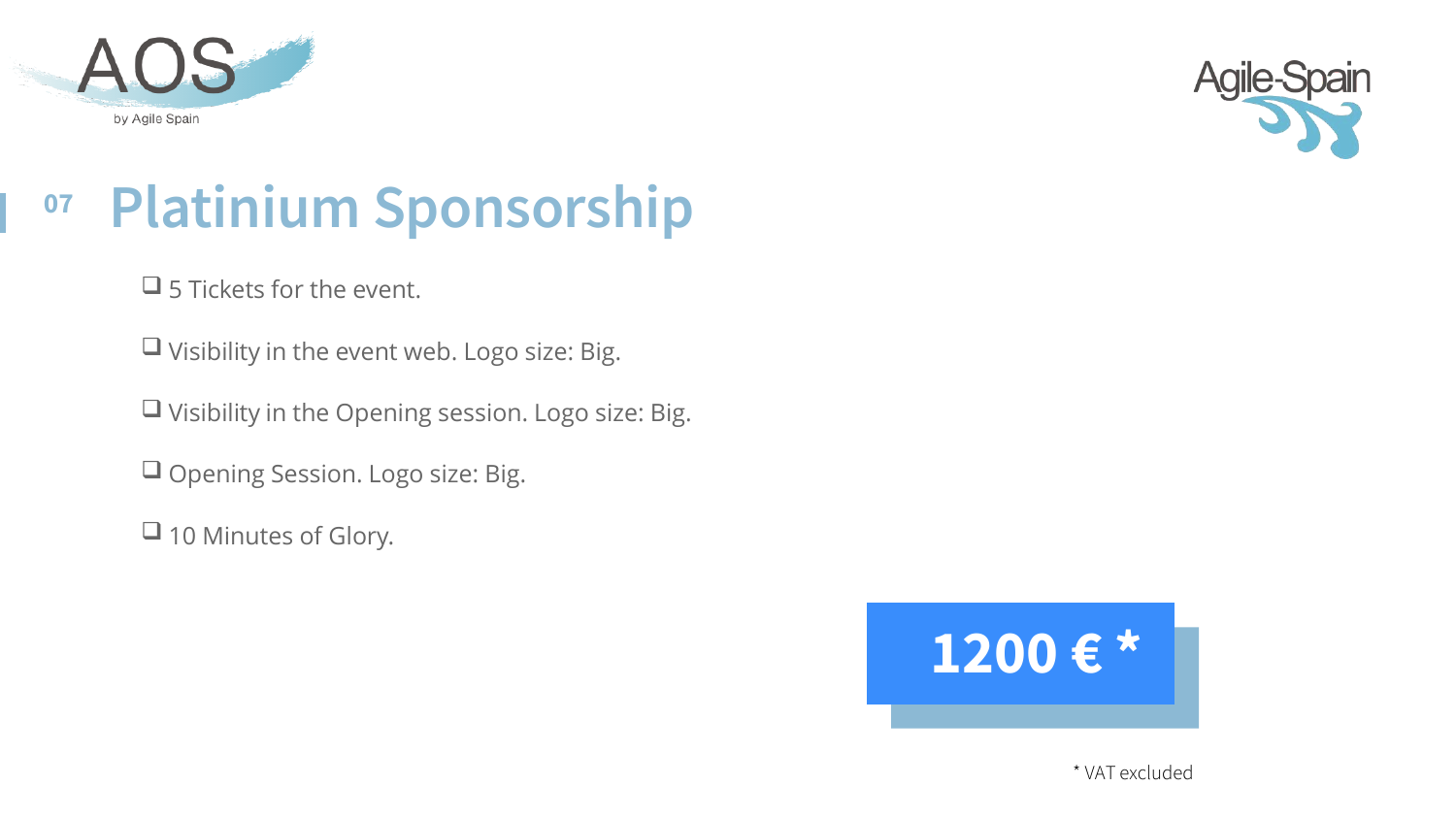## 07 Platinium Sponsorship

- ❑ 5 Tickets for the event.
- ❑ Visibility in the event web. Logo size: Big.
- ❑ Visibility in the Opening session. Logo size: Big.
- ❑ Opening Session. Logo size: Big.
- ❑ 10 Minutes of Glory.

**1200 € ***

* VAT excluded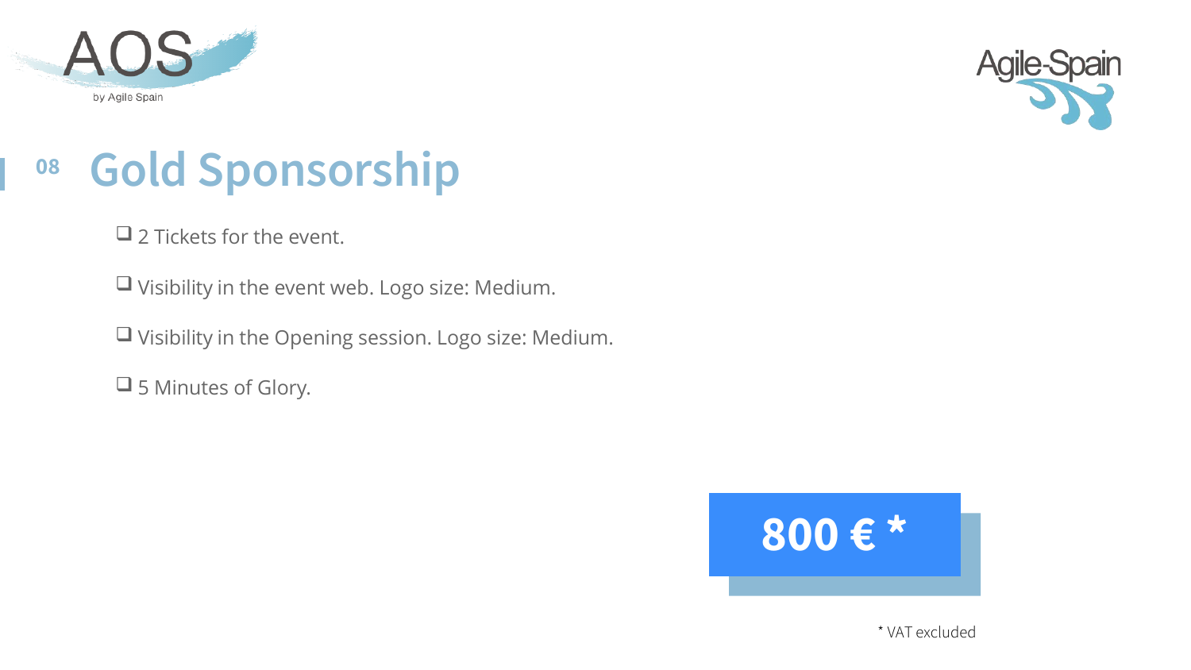## 08 Gold Sponsorship

- ❑ 2 Tickets for the event.
- ❑ Visibility in the event web. Logo size: Medium.
- ❑ Visibility in the Opening session. Logo size: Medium.
- ❑ 5 Minutes of Glory.

**800 € ***

* VAT excluded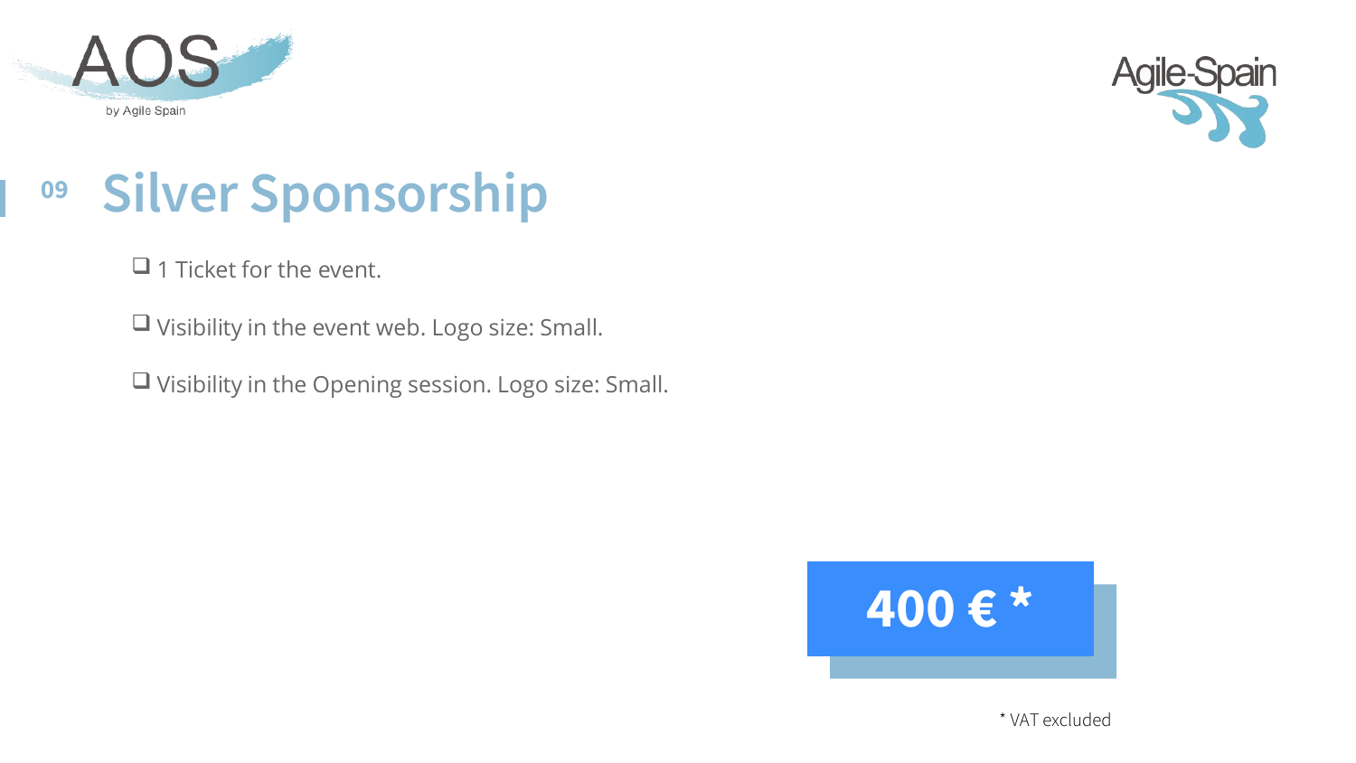## 09 Silver Sponsorship

- ❑ 1 Ticket for the event.
- ❑ Visibility in the event web. Logo size: Small.
- ❑ Visibility in the Opening session. Logo size: Small.

**400 € ***

* VAT excluded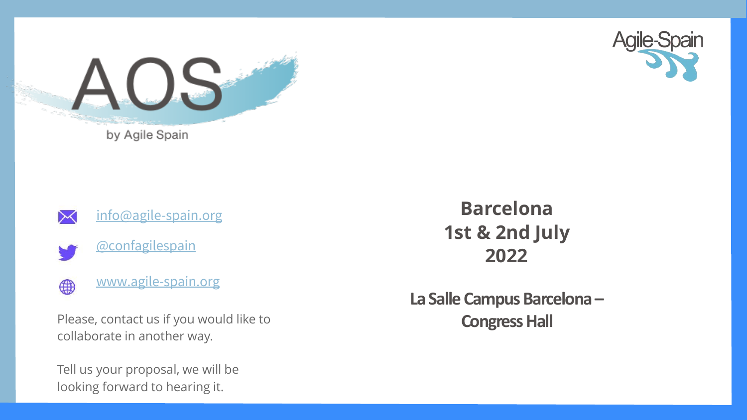# AOS

by Agile Spain

Agile-Spain

info@agile-spain.org

@confagilespain

www.agile-spain.org

Please, contact us if you would like to collaborate in another way.

Tell us your proposal, we will be looking forward to hearing it.

**Barcelona**
**1st & 2nd July**
**2022**

**La Salle Campus Barcelona – Congress Hall**